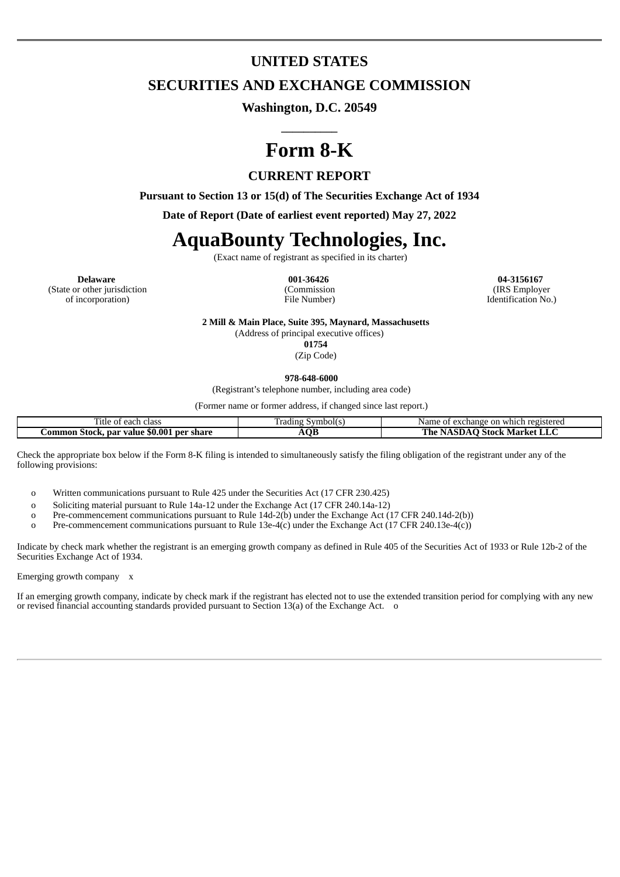# UNITED STATES

# SECURITIES AND EXCHANGE COMMISSION

**Washington, D.C. 20549**

---

# Form 8-K

## CURRENT REPORT

**Pursuant to Section 13 or 15(d) of The Securities Exchange Act of 1934**

**Date of Report (Date of earliest event reported) May 27, 2022**

# AquaBounty Technologies, Inc.

(Exact name of registrant as specified in its charter)

| **Delaware** | **001-36426** | **04-3156167** |
|---|---|---|
| (State or other jurisdiction of incorporation) | (Commission File Number) | (IRS Employer Identification No.) |

**2 Mill & Main Place, Suite 395, Maynard, Massachusetts**
(Address of principal executive offices)
**01754**
(Zip Code)

**978-648-6000**
(Registrant's telephone number, including area code)

(Former name or former address, if changed since last report.)

| Title of each class | Trading Symbol(s) | Name of exchange on which registered |
|---|---|---|
| **Common Stock, par value $0.001 per share** | **AQB** | **The NASDAQ Stock Market LLC** |

Check the appropriate box below if the Form 8-K filing is intended to simultaneously satisfy the filing obligation of the registrant under any of the following provisions:

- o Written communications pursuant to Rule 425 under the Securities Act (17 CFR 230.425)
- o Soliciting material pursuant to Rule 14a-12 under the Exchange Act (17 CFR 240.14a-12)
- o Pre-commencement communications pursuant to Rule 14d-2(b) under the Exchange Act (17 CFR 240.14d-2(b))
- o Pre-commencement communications pursuant to Rule 13e-4(c) under the Exchange Act (17 CFR 240.13e-4(c))

Indicate by check mark whether the registrant is an emerging growth company as defined in Rule 405 of the Securities Act of 1933 or Rule 12b-2 of the Securities Exchange Act of 1934.

Emerging growth company x

If an emerging growth company, indicate by check mark if the registrant has elected not to use the extended transition period for complying with any new or revised financial accounting standards provided pursuant to Section 13(a) of the Exchange Act. o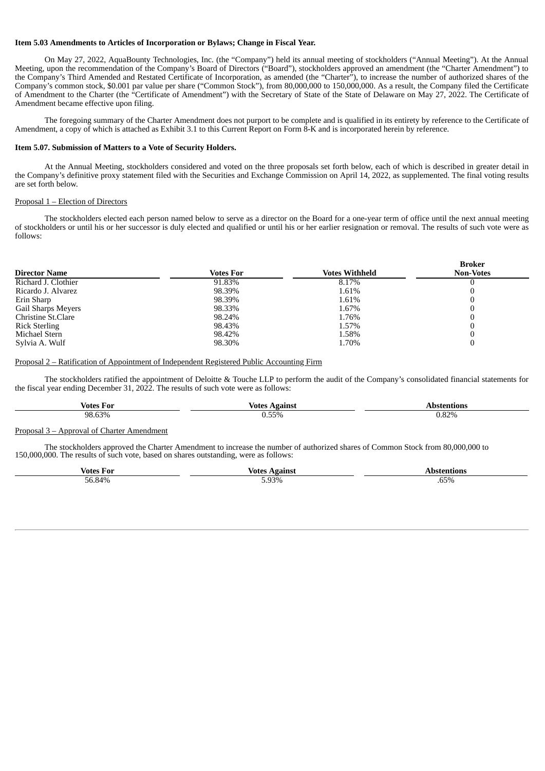**Item 5.03 Amendments to Articles of Incorporation or Bylaws; Change in Fiscal Year.**

On May 27, 2022, AquaBounty Technologies, Inc. (the "Company") held its annual meeting of stockholders ("Annual Meeting"). At the Annual Meeting, upon the recommendation of the Company's Board of Directors ("Board"), stockholders approved an amendment (the "Charter Amendment") to the Company's Third Amended and Restated Certificate of Incorporation, as amended (the "Charter"), to increase the number of authorized shares of the Company's common stock, $0.001 par value per share ("Common Stock"), from 80,000,000 to 150,000,000. As a result, the Company filed the Certificate of Amendment to the Charter (the "Certificate of Amendment") with the Secretary of State of the State of Delaware on May 27, 2022. The Certificate of Amendment became effective upon filing.

The foregoing summary of the Charter Amendment does not purport to be complete and is qualified in its entirety by reference to the Certificate of Amendment, a copy of which is attached as Exhibit 3.1 to this Current Report on Form 8-K and is incorporated herein by reference.

**Item 5.07. Submission of Matters to a Vote of Security Holders.**

At the Annual Meeting, stockholders considered and voted on the three proposals set forth below, each of which is described in greater detail in the Company's definitive proxy statement filed with the Securities and Exchange Commission on April 14, 2022, as supplemented. The final voting results are set forth below.

Proposal 1 – Election of Directors

The stockholders elected each person named below to serve as a director on the Board for a one-year term of office until the next annual meeting of stockholders or until his or her successor is duly elected and qualified or until his or her earlier resignation or removal. The results of such vote were as follows:

| Director Name | Votes For | Votes Withheld | Broker Non-Votes |
|---|---|---|---|
| Richard J. Clothier | 91.83% | 8.17% | 0 |
| Ricardo J. Alvarez | 98.39% | 1.61% | 0 |
| Erin Sharp | 98.39% | 1.61% | 0 |
| Gail Sharps Meyers | 98.33% | 1.67% | 0 |
| Christine St.Clare | 98.24% | 1.76% | 0 |
| Rick Sterling | 98.43% | 1.57% | 0 |
| Michael Stern | 98.42% | 1.58% | 0 |
| Sylvia A. Wulf | 98.30% | 1.70% | 0 |

Proposal 2 – Ratification of Appointment of Independent Registered Public Accounting Firm

The stockholders ratified the appointment of Deloitte & Touche LLP to perform the audit of the Company's consolidated financial statements for the fiscal year ending December 31, 2022. The results of such vote were as follows:

| Votes For | Votes Against | Abstentions |
|---|---|---|
| 98.63% | 0.55% | 0.82% |

Proposal 3 – Approval of Charter Amendment

The stockholders approved the Charter Amendment to increase the number of authorized shares of Common Stock from 80,000,000 to 150,000,000. The results of such vote, based on shares outstanding, were as follows:

| Votes For | Votes Against | Abstentions |
|---|---|---|
| 56.84% | 5.93% | .65% |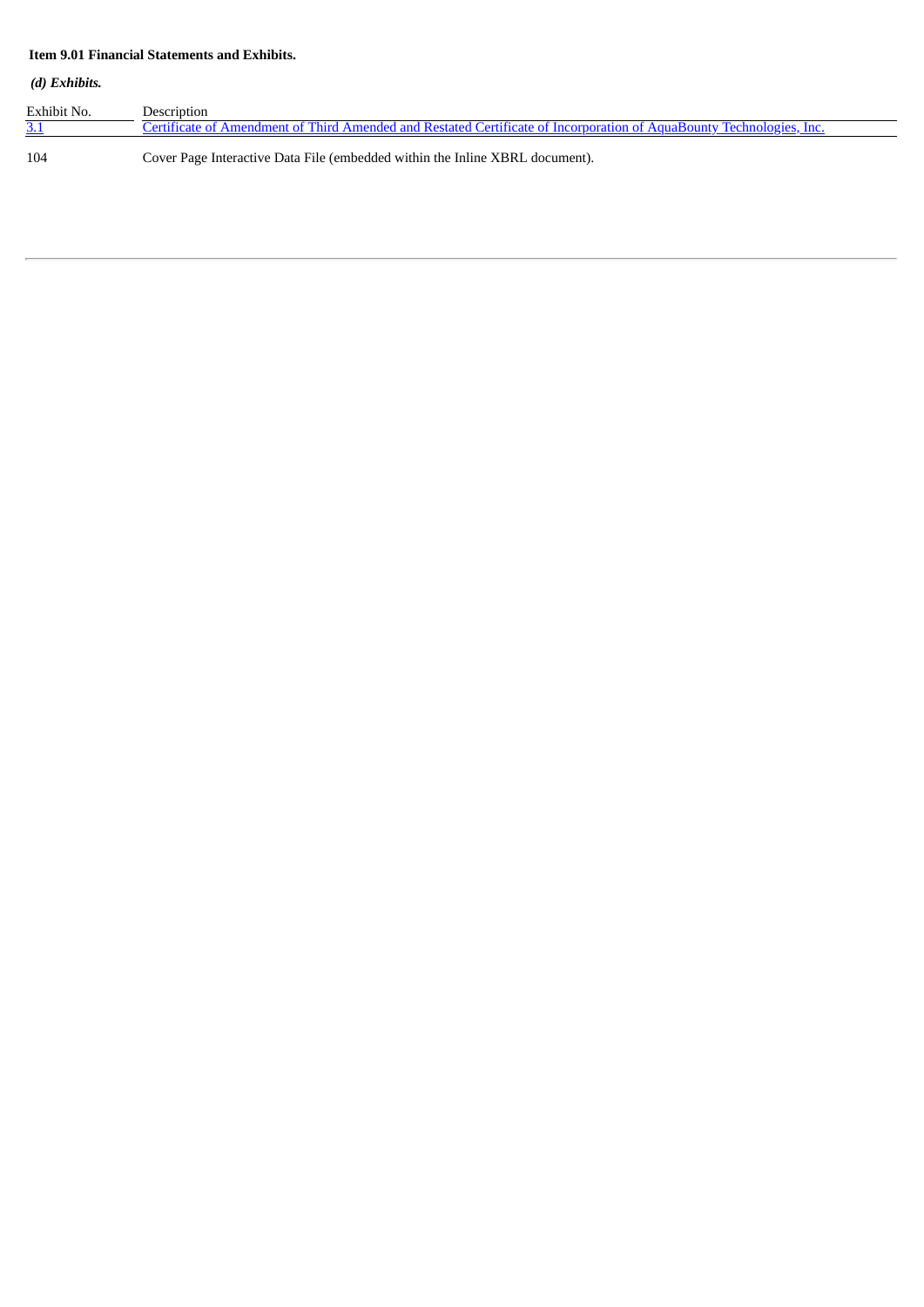**Item 9.01 Financial Statements and Exhibits.**

***(d) Exhibits.***

| Exhibit No. | Description |
| --- | --- |
| 3.1 | Certificate of Amendment of Third Amended and Restated Certificate of Incorporation of AquaBounty Technologies, Inc. |
| 104 | Cover Page Interactive Data File (embedded within the Inline XBRL document). |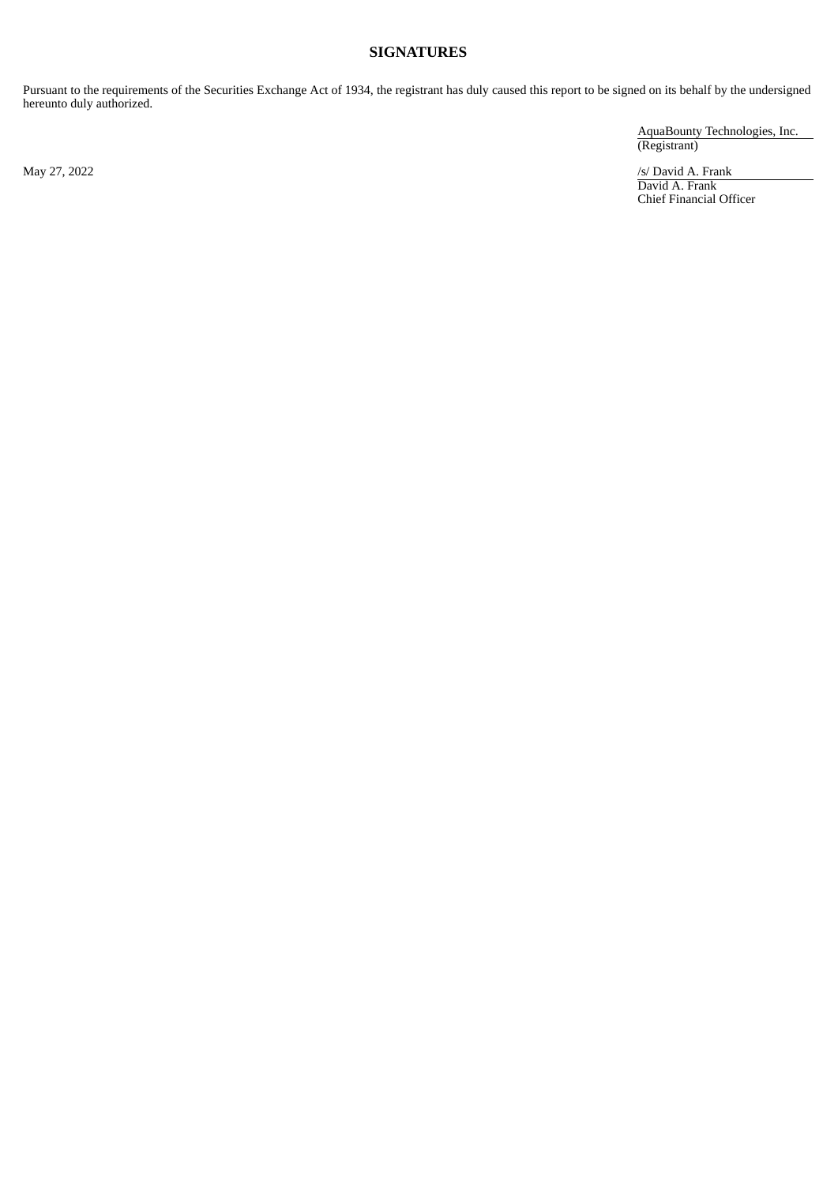## SIGNATURES

Pursuant to the requirements of the Securities Exchange Act of 1934, the registrant has duly caused this report to be signed on its behalf by the undersigned hereunto duly authorized.

AquaBounty Technologies, Inc.
(Registrant)

May 27, 2022

/s/ David A. Frank
David A. Frank
Chief Financial Officer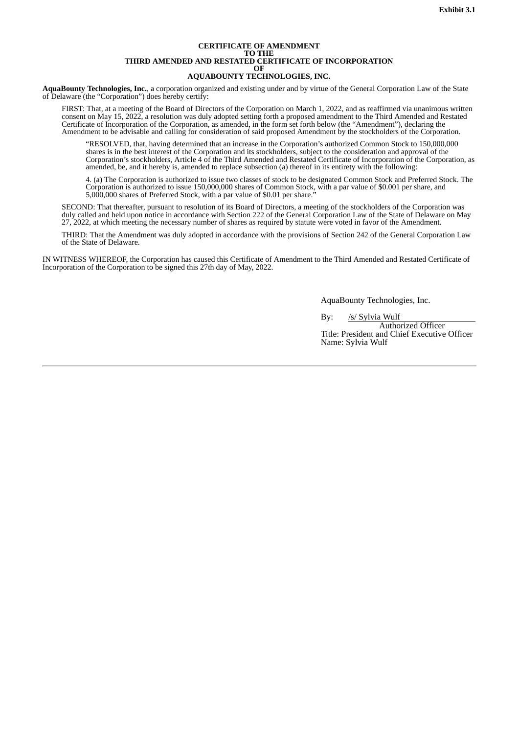**Exhibit 3.1**

**CERTIFICATE OF AMENDMENT
TO THE
THIRD AMENDED AND RESTATED CERTIFICATE OF INCORPORATION
OF
AQUABOUNTY TECHNOLOGIES, INC.**

**AquaBounty Technologies, Inc.**, a corporation organized and existing under and by virtue of the General Corporation Law of the State of Delaware (the "Corporation") does hereby certify:

FIRST: That, at a meeting of the Board of Directors of the Corporation on March 1, 2022, and as reaffirmed via unanimous written consent on May 15, 2022, a resolution was duly adopted setting forth a proposed amendment to the Third Amended and Restated Certificate of Incorporation of the Corporation, as amended, in the form set forth below (the "Amendment"), declaring the Amendment to be advisable and calling for consideration of said proposed Amendment by the stockholders of the Corporation.

"RESOLVED, that, having determined that an increase in the Corporation's authorized Common Stock to 150,000,000 shares is in the best interest of the Corporation and its stockholders, subject to the consideration and approval of the Corporation's stockholders, Article 4 of the Third Amended and Restated Certificate of Incorporation of the Corporation, as amended, be, and it hereby is, amended to replace subsection (a) thereof in its entirety with the following:

4. (a) The Corporation is authorized to issue two classes of stock to be designated Common Stock and Preferred Stock. The Corporation is authorized to issue 150,000,000 shares of Common Stock, with a par value of $0.001 per share, and 5,000,000 shares of Preferred Stock, with a par value of $0.01 per share."

SECOND: That thereafter, pursuant to resolution of its Board of Directors, a meeting of the stockholders of the Corporation was duly called and held upon notice in accordance with Section 222 of the General Corporation Law of the State of Delaware on May 27, 2022, at which meeting the necessary number of shares as required by statute were voted in favor of the Amendment.

THIRD: That the Amendment was duly adopted in accordance with the provisions of Section 242 of the General Corporation Law of the State of Delaware.

IN WITNESS WHEREOF, the Corporation has caused this Certificate of Amendment to the Third Amended and Restated Certificate of Incorporation of the Corporation to be signed this 27th day of May, 2022.

AquaBounty Technologies, Inc.

By: /s/ Sylvia Wulf
Authorized Officer
Title: President and Chief Executive Officer
Name: Sylvia Wulf